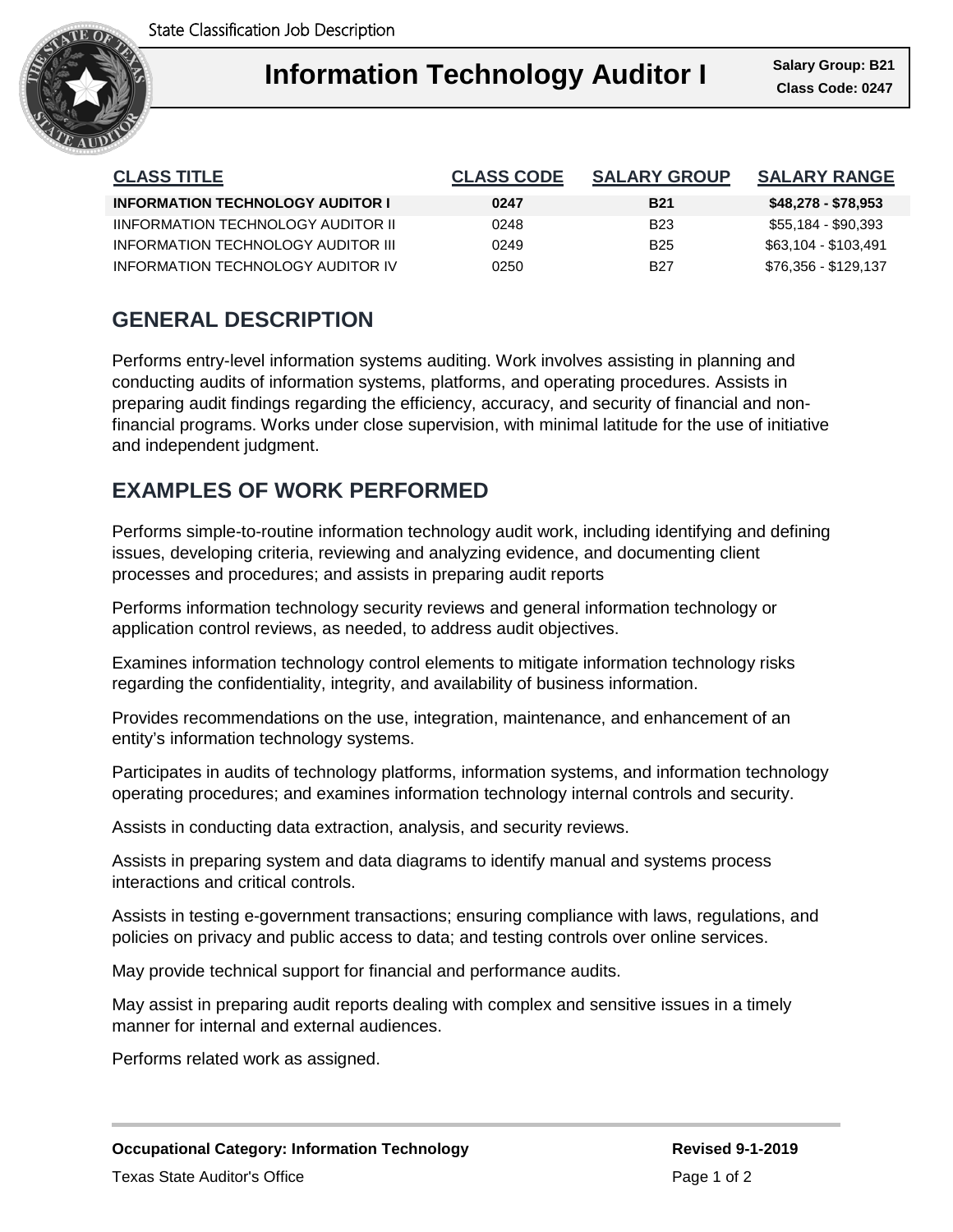State Classification Job Description

# Information Technology Auditor I

**Salary Group: B21**
**Class Code: 0247**

| CLASS TITLE | CLASS CODE | SALARY GROUP | SALARY RANGE |
|---|---|---|---|
| **INFORMATION TECHNOLOGY AUDITOR I** | **0247** | **B21** | **$48,278 - $78,953** |
| IINFORMATION TECHNOLOGY AUDITOR II | 0248 | B23 | $55,184 - $90,393 |
| INFORMATION TECHNOLOGY AUDITOR III | 0249 | B25 | $63,104 - $103,491 |
| INFORMATION TECHNOLOGY AUDITOR IV | 0250 | B27 | $76,356 - $129,137 |

## GENERAL DESCRIPTION

Performs entry-level information systems auditing. Work involves assisting in planning and conducting audits of information systems, platforms, and operating procedures. Assists in preparing audit findings regarding the efficiency, accuracy, and security of financial and non-financial programs. Works under close supervision, with minimal latitude for the use of initiative and independent judgment.

## EXAMPLES OF WORK PERFORMED

Performs simple-to-routine information technology audit work, including identifying and defining issues, developing criteria, reviewing and analyzing evidence, and documenting client processes and procedures; and assists in preparing audit reports

Performs information technology security reviews and general information technology or application control reviews, as needed, to address audit objectives.

Examines information technology control elements to mitigate information technology risks regarding the confidentiality, integrity, and availability of business information.

Provides recommendations on the use, integration, maintenance, and enhancement of an entity's information technology systems.

Participates in audits of technology platforms, information systems, and information technology operating procedures; and examines information technology internal controls and security.

Assists in conducting data extraction, analysis, and security reviews.

Assists in preparing system and data diagrams to identify manual and systems process interactions and critical controls.

Assists in testing e-government transactions; ensuring compliance with laws, regulations, and policies on privacy and public access to data; and testing controls over online services.

May provide technical support for financial and performance audits.

May assist in preparing audit reports dealing with complex and sensitive issues in a timely manner for internal and external audiences.

Performs related work as assigned.

**Occupational Category: Information Technology** **Revised 9-1-2019**

Texas State Auditor's Office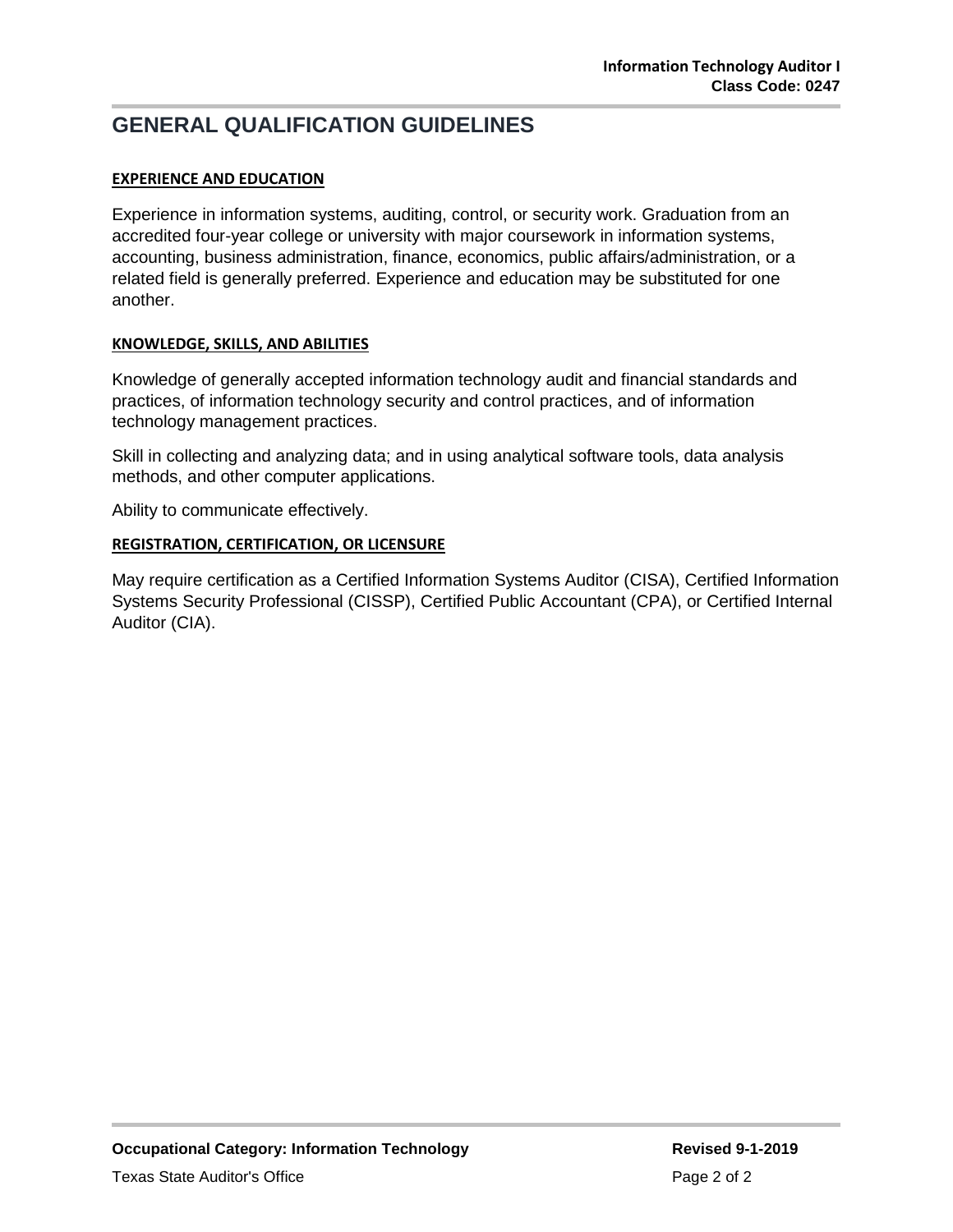# GENERAL QUALIFICATION GUIDELINES

## EXPERIENCE AND EDUCATION

Experience in information systems, auditing, control, or security work. Graduation from an accredited four-year college or university with major coursework in information systems, accounting, business administration, finance, economics, public affairs/administration, or a related field is generally preferred. Experience and education may be substituted for one another.

## KNOWLEDGE, SKILLS, AND ABILITIES

Knowledge of generally accepted information technology audit and financial standards and practices, of information technology security and control practices, and of information technology management practices.

Skill in collecting and analyzing data; and in using analytical software tools, data analysis methods, and other computer applications.

Ability to communicate effectively.

## REGISTRATION, CERTIFICATION, OR LICENSURE

May require certification as a Certified Information Systems Auditor (CISA), Certified Information Systems Security Professional (CISSP), Certified Public Accountant (CPA), or Certified Internal Auditor (CIA).